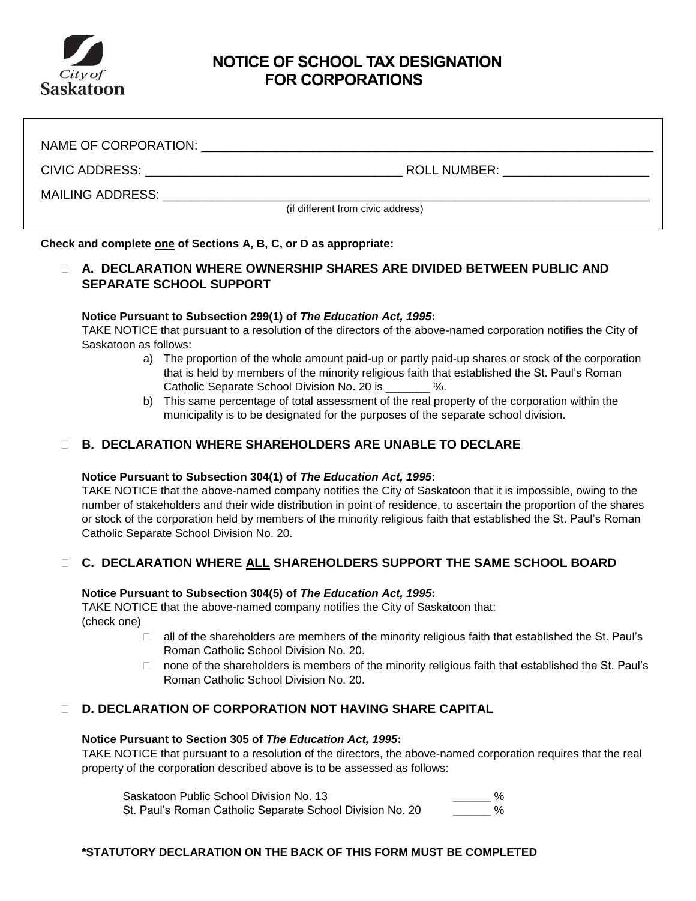City of Saskatoon

# NOTICE OF SCHOOL TAX DESIGNATION FOR CORPORATIONS

NAME OF CORPORATION: ______________________________________________

CIVIC ADDRESS: ______________________________ ROLL NUMBER: ________________

MAILING ADDRESS: ______________________________________________
(if different from civic address)

**Check and complete one of Sections A, B, C, or D as appropriate:**

☐ **A. DECLARATION WHERE OWNERSHIP SHARES ARE DIVIDED BETWEEN PUBLIC AND SEPARATE SCHOOL SUPPORT**

**Notice Pursuant to Subsection 299(1) of *The Education Act, 1995*:**
TAKE NOTICE that pursuant to a resolution of the directors of the above-named corporation notifies the City of Saskatoon as follows:

a) The proportion of the whole amount paid-up or partly paid-up shares or stock of the corporation that is held by members of the minority religious faith that established the St. Paul's Roman Catholic Separate School Division No. 20 is _______ %.
b) This same percentage of total assessment of the real property of the corporation within the municipality is to be designated for the purposes of the separate school division.

☐ **B. DECLARATION WHERE SHAREHOLDERS ARE UNABLE TO DECLARE**

**Notice Pursuant to Subsection 304(1) of *The Education Act, 1995*:**
TAKE NOTICE that the above-named company notifies the City of Saskatoon that it is impossible, owing to the number of stakeholders and their wide distribution in point of residence, to ascertain the proportion of the shares or stock of the corporation held by members of the minority religious faith that established the St. Paul's Roman Catholic Separate School Division No. 20.

☐ **C. DECLARATION WHERE ALL SHAREHOLDERS SUPPORT THE SAME SCHOOL BOARD**

**Notice Pursuant to Subsection 304(5) of *The Education Act, 1995*:**
TAKE NOTICE that the above-named company notifies the City of Saskatoon that:
(check one)

- ☐ all of the shareholders are members of the minority religious faith that established the St. Paul's Roman Catholic School Division No. 20.
- ☐ none of the shareholders is members of the minority religious faith that established the St. Paul's Roman Catholic School Division No. 20.

☐ **D. DECLARATION OF CORPORATION NOT HAVING SHARE CAPITAL**

**Notice Pursuant to Section 305 of *The Education Act, 1995*:**
TAKE NOTICE that pursuant to a resolution of the directors, the above-named corporation requires that the real property of the corporation described above is to be assessed as follows:

Saskatoon Public School Division No. 13 ______ %
St. Paul's Roman Catholic Separate School Division No. 20 ______ %

**\*STATUTORY DECLARATION ON THE BACK OF THIS FORM MUST BE COMPLETED**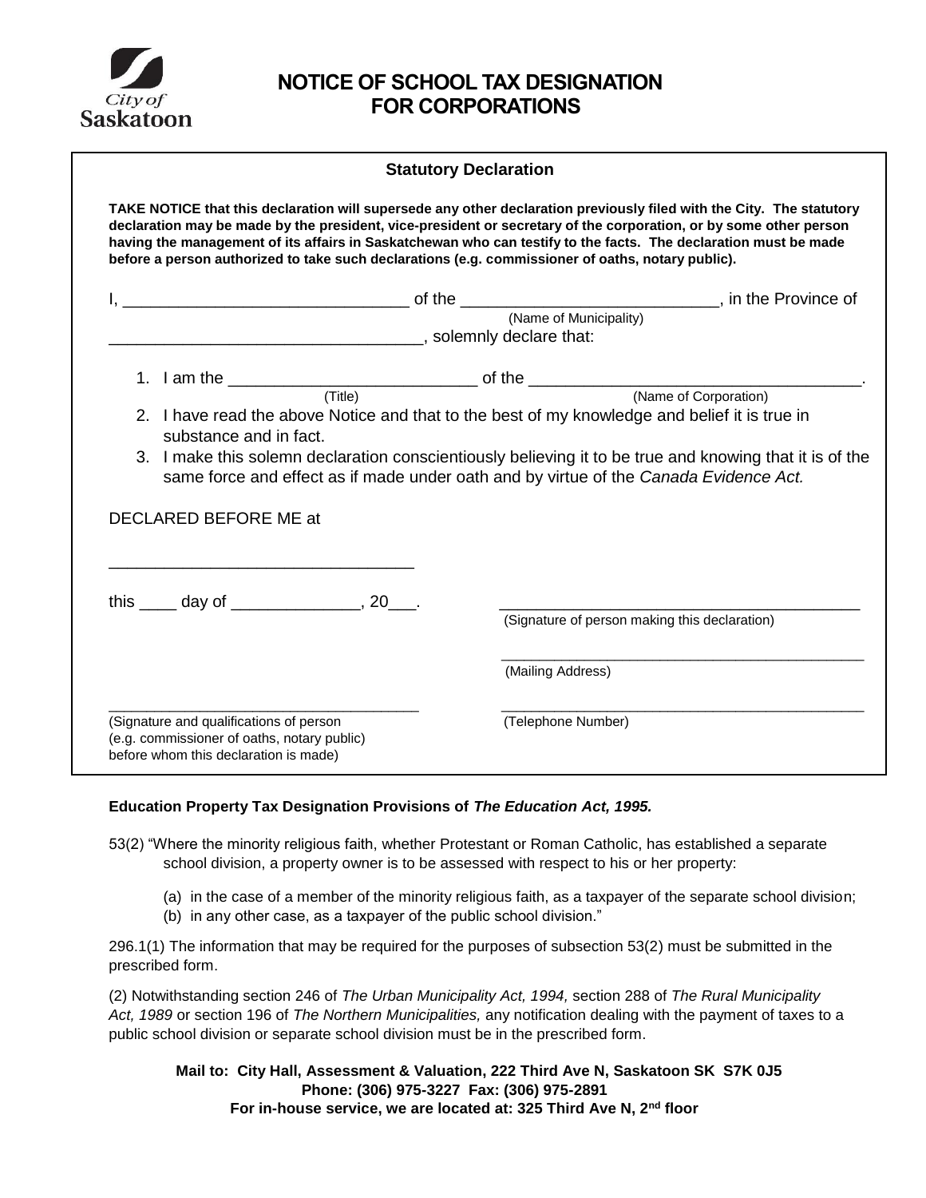City of Saskatoon

# NOTICE OF SCHOOL TAX DESIGNATION FOR CORPORATIONS

## Statutory Declaration

**TAKE NOTICE that this declaration will supersede any other declaration previously filed with the City. The statutory declaration may be made by the president, vice-president or secretary of the corporation, or by some other person having the management of its affairs in Saskatchewan who can testify to the facts. The declaration must be made before a person authorized to take such declarations (e.g. commissioner of oaths, notary public).**

I, ______________________________ of the ____________________________, in the Province of
(Name of Municipality)

_________________________________, solemnly declare that:

1. I am the __________________________ of the ___________________________________.
   (Title) (Name of Corporation)
2. I have read the above Notice and that to the best of my knowledge and belief it is true in substance and in fact.
3. I make this solemn declaration conscientiously believing it to be true and knowing that it is of the same force and effect as if made under oath and by virtue of the *Canada Evidence Act.*

DECLARED BEFORE ME at

________________________________

this ____ day of ______________, 20___.

________________________________________
(Signature of person making this declaration)

________________________________________
(Mailing Address)

________________________________________
(Signature and qualifications of person (e.g. commissioner of oaths, notary public) before whom this declaration is made)

________________________________________
(Telephone Number)

**Education Property Tax Designation Provisions of *The Education Act, 1995.***

53(2) "Where the minority religious faith, whether Protestant or Roman Catholic, has established a separate school division, a property owner is to be assessed with respect to his or her property:

(a) in the case of a member of the minority religious faith, as a taxpayer of the separate school division;
(b) in any other case, as a taxpayer of the public school division."

296.1(1) The information that may be required for the purposes of subsection 53(2) must be submitted in the prescribed form.

(2) Notwithstanding section 246 of *The Urban Municipality Act, 1994,* section 288 of *The Rural Municipality Act, 1989* or section 196 of *The Northern Municipalities,* any notification dealing with the payment of taxes to a public school division or separate school division must be in the prescribed form.

**Mail to: City Hall, Assessment & Valuation, 222 Third Ave N, Saskatoon SK S7K 0J5**
**Phone: (306) 975-3227 Fax: (306) 975-2891**
**For in-house service, we are located at: 325 Third Ave N, 2nd floor**